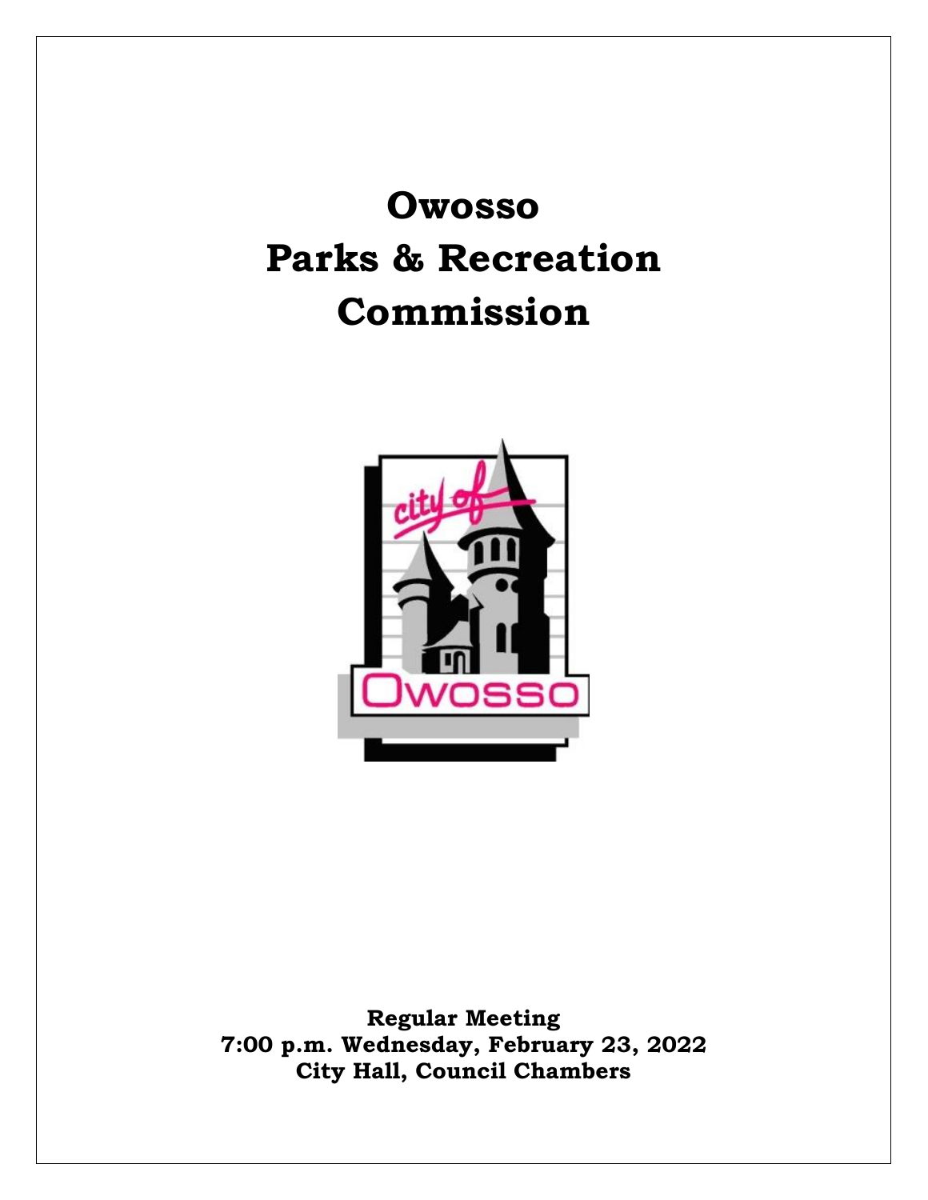# Owosso Parks & Recreation Commission

**Regular Meeting**
**7:00 p.m. Wednesday, February 23, 2022**
**City Hall, Council Chambers**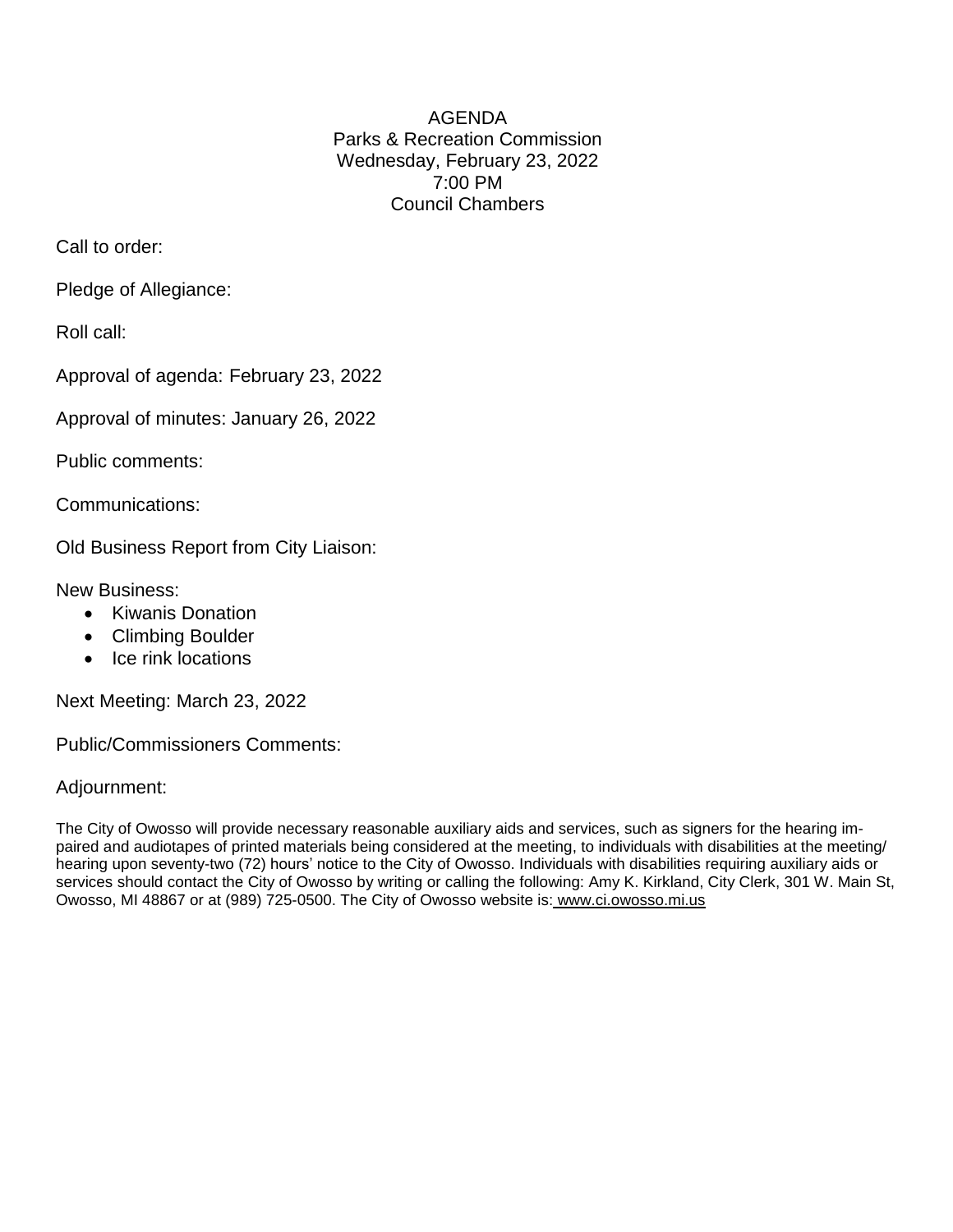# AGENDA

Parks & Recreation Commission
Wednesday, February 23, 2022
7:00 PM
Council Chambers

Call to order:

Pledge of Allegiance:

Roll call:

Approval of agenda: February 23, 2022

Approval of minutes: January 26, 2022

Public comments:

Communications:

Old Business Report from City Liaison:

New Business:

- Kiwanis Donation
- Climbing Boulder
- Ice rink locations

Next Meeting: March 23, 2022

Public/Commissioners Comments:

Adjournment:

The City of Owosso will provide necessary reasonable auxiliary aids and services, such as signers for the hearing impaired and audiotapes of printed materials being considered at the meeting, to individuals with disabilities at the meeting/hearing upon seventy-two (72) hours' notice to the City of Owosso. Individuals with disabilities requiring auxiliary aids or services should contact the City of Owosso by writing or calling the following: Amy K. Kirkland, City Clerk, 301 W. Main St, Owosso, MI 48867 or at (989) 725-0500. The City of Owosso website is: www.ci.owosso.mi.us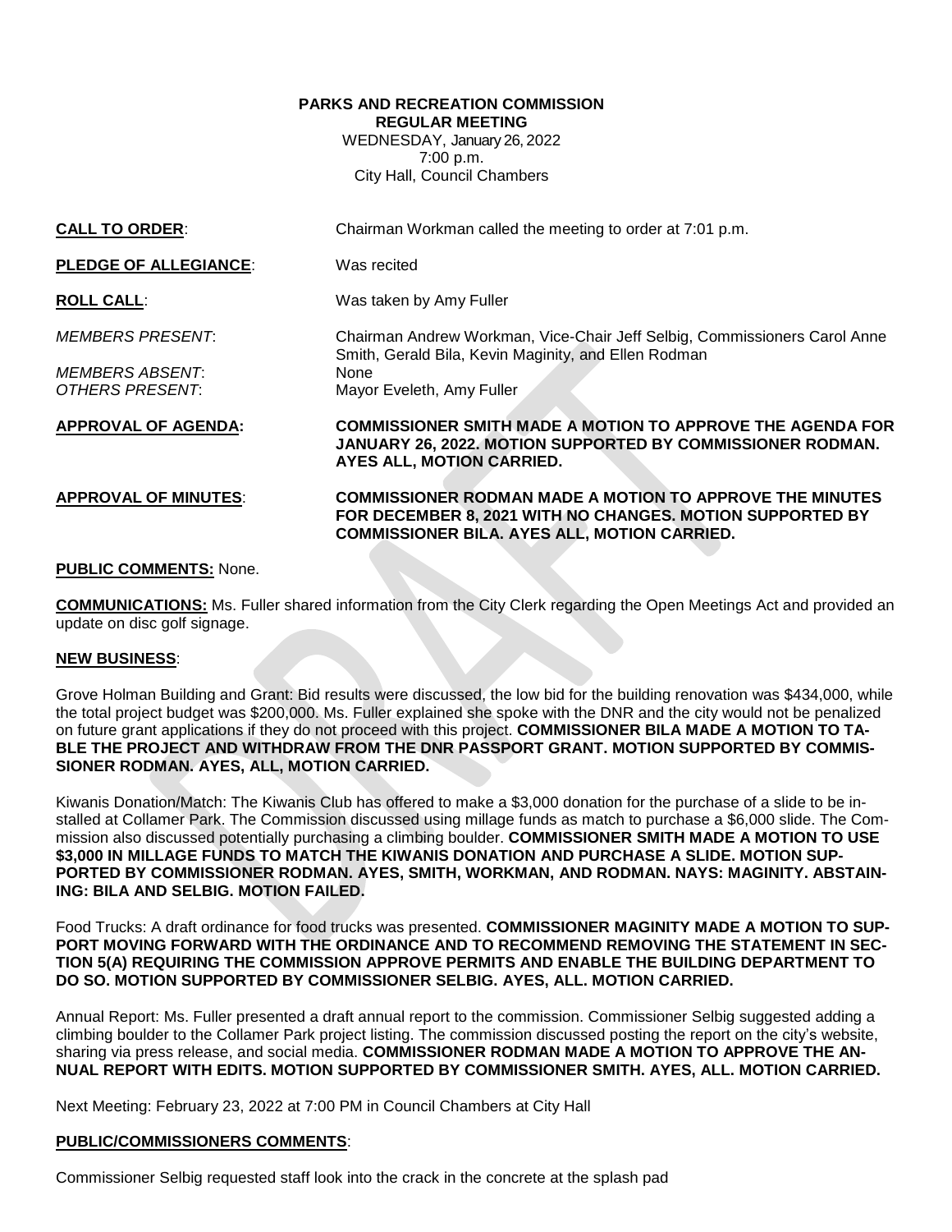**PARKS AND RECREATION COMMISSION**
**REGULAR MEETING**
WEDNESDAY, January 26, 2022
7:00 p.m.
City Hall, Council Chambers

**CALL TO ORDER**: Chairman Workman called the meeting to order at 7:01 p.m.

**PLEDGE OF ALLEGIANCE**: Was recited

**ROLL CALL**: Was taken by Amy Fuller

*MEMBERS PRESENT*: Chairman Andrew Workman, Vice-Chair Jeff Selbig, Commissioners Carol Anne Smith, Gerald Bila, Kevin Maginity, and Ellen Rodman

*MEMBERS ABSENT*: None

*OTHERS PRESENT*: Mayor Eveleth, Amy Fuller

**APPROVAL OF AGENDA: COMMISSIONER SMITH MADE A MOTION TO APPROVE THE AGENDA FOR JANUARY 26, 2022. MOTION SUPPORTED BY COMMISSIONER RODMAN. AYES ALL, MOTION CARRIED.**

**APPROVAL OF MINUTES**: **COMMISSIONER RODMAN MADE A MOTION TO APPROVE THE MINUTES FOR DECEMBER 8, 2021 WITH NO CHANGES. MOTION SUPPORTED BY COMMISSIONER BILA. AYES ALL, MOTION CARRIED.**

**PUBLIC COMMENTS:** None.

**COMMUNICATIONS:** Ms. Fuller shared information from the City Clerk regarding the Open Meetings Act and provided an update on disc golf signage.

**NEW BUSINESS**:

Grove Holman Building and Grant: Bid results were discussed, the low bid for the building renovation was $434,000, while the total project budget was $200,000. Ms. Fuller explained she spoke with the DNR and the city would not be penalized on future grant applications if they do not proceed with this project. **COMMISSIONER BILA MADE A MOTION TO TABLE THE PROJECT AND WITHDRAW FROM THE DNR PASSPORT GRANT. MOTION SUPPORTED BY COMMISSIONER RODMAN. AYES, ALL, MOTION CARRIED.**

Kiwanis Donation/Match: The Kiwanis Club has offered to make a $3,000 donation for the purchase of a slide to be installed at Collamer Park. The Commission discussed using millage funds as match to purchase a $6,000 slide. The Commission also discussed potentially purchasing a climbing boulder. **COMMISSIONER SMITH MADE A MOTION TO USE $3,000 IN MILLAGE FUNDS TO MATCH THE KIWANIS DONATION AND PURCHASE A SLIDE. MOTION SUPPORTED BY COMMISSIONER RODMAN. AYES, SMITH, WORKMAN, AND RODMAN. NAYS: MAGINITY. ABSTAINING: BILA AND SELBIG. MOTION FAILED.**

Food Trucks: A draft ordinance for food trucks was presented. **COMMISSIONER MAGINITY MADE A MOTION TO SUPPORT MOVING FORWARD WITH THE ORDINANCE AND TO RECOMMEND REMOVING THE STATEMENT IN SECTION 5(A) REQUIRING THE COMMISSION APPROVE PERMITS AND ENABLE THE BUILDING DEPARTMENT TO DO SO. MOTION SUPPORTED BY COMMISSIONER SELBIG. AYES, ALL. MOTION CARRIED.**

Annual Report: Ms. Fuller presented a draft annual report to the commission. Commissioner Selbig suggested adding a climbing boulder to the Collamer Park project listing. The commission discussed posting the report on the city's website, sharing via press release, and social media. **COMMISSIONER RODMAN MADE A MOTION TO APPROVE THE ANNUAL REPORT WITH EDITS. MOTION SUPPORTED BY COMMISSIONER SMITH. AYES, ALL. MOTION CARRIED.**

Next Meeting: February 23, 2022 at 7:00 PM in Council Chambers at City Hall

**PUBLIC/COMMISSIONERS COMMENTS**:

Commissioner Selbig requested staff look into the crack in the concrete at the splash pad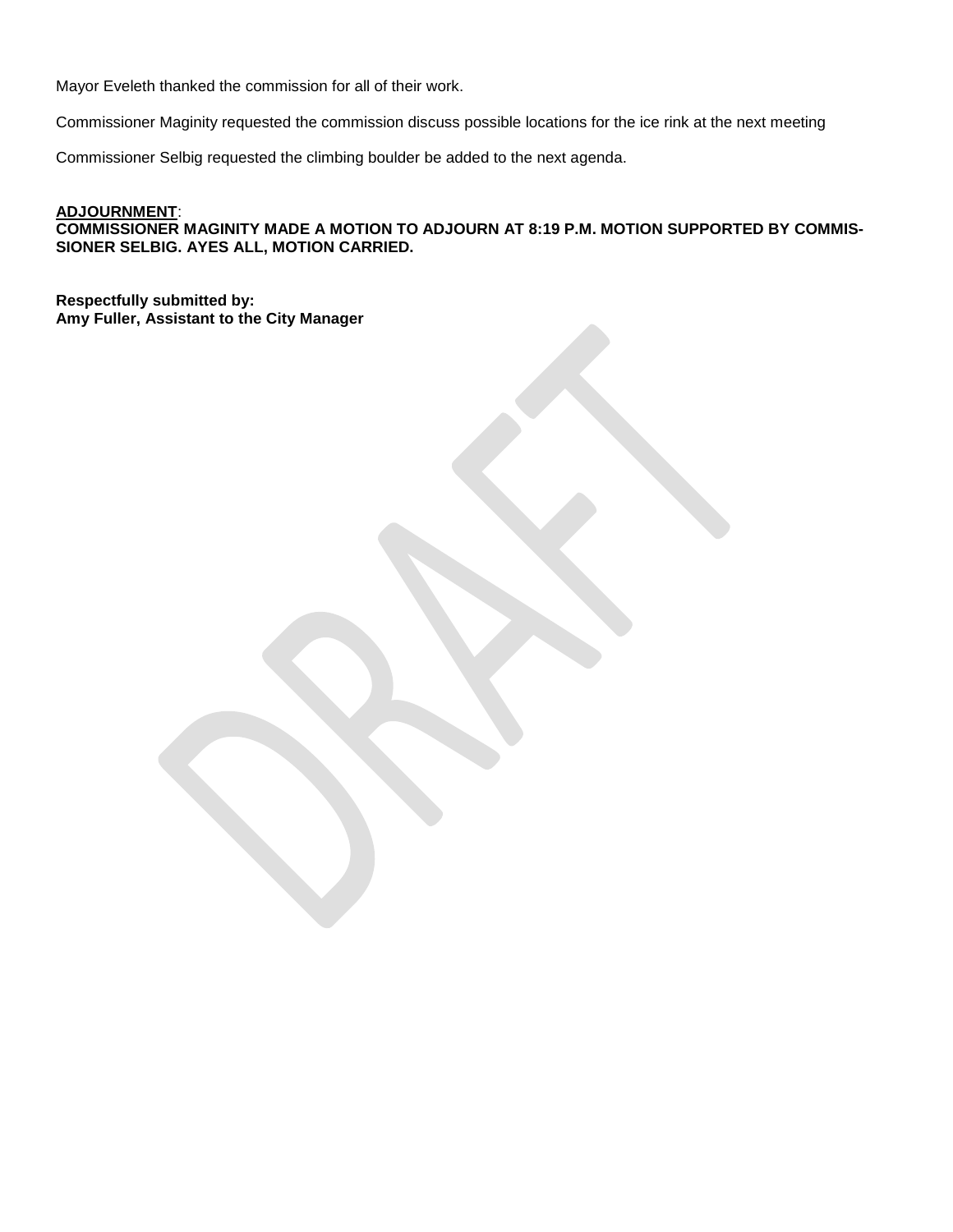Mayor Eveleth thanked the commission for all of their work.

Commissioner Maginity requested the commission discuss possible locations for the ice rink at the next meeting

Commissioner Selbig requested the climbing boulder be added to the next agenda.

<u>**ADJOURNMENT**</u>:
**COMMISSIONER MAGINITY MADE A MOTION TO ADJOURN AT 8:19 P.M. MOTION SUPPORTED BY COMMISSIONER SELBIG. AYES ALL, MOTION CARRIED.**

**Respectfully submitted by:**
**Amy Fuller, Assistant to the City Manager**